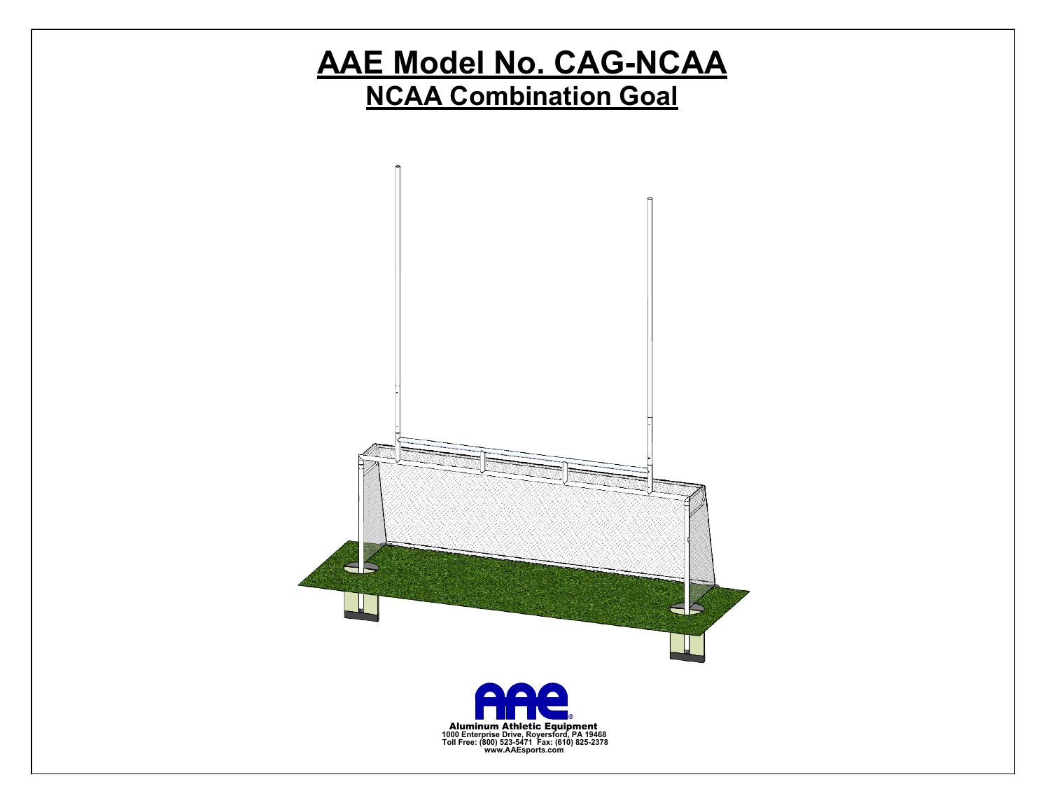# AAE Model No. CAG-NCAA

## NCAA Combination Goal

Aluminum Athletic Equipment
1000 Enterprise Drive, Royersford, PA 19468
Toll Free: (800) 523-5471 Fax: (610) 825-2378
www.AAEsports.com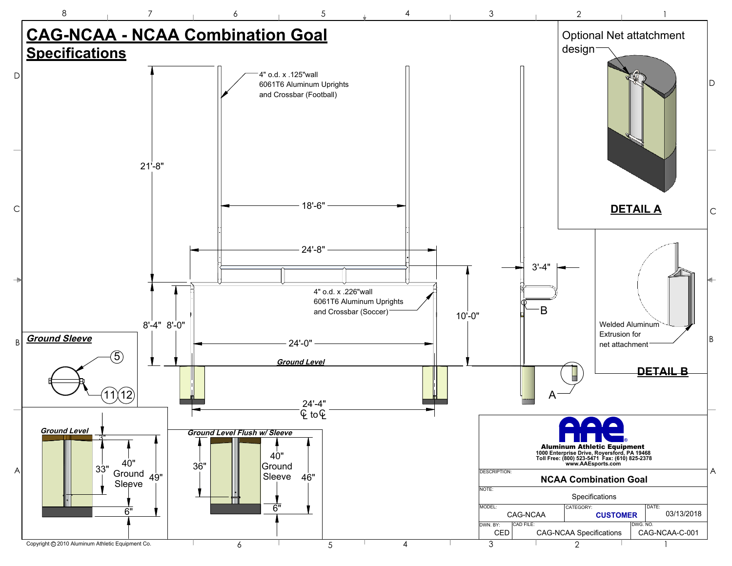# CAG-NCAA - NCAA Combination Goal

## Specifications

4" o.d. x .125"wall 6061T6 Aluminum Uprights and Crossbar (Football)

21'-8"

18'-6"

24'-8"

3'-4"

4" o.d. x .226"wall 6061T6 Aluminum Uprights and Crossbar (Soccer)

B

8'-4" 8'-0"

10'-0"

24'-0"

*Ground Level*

A

24'-4" ℄ to ℄

### Optional Net attatchment design

**DETAIL A**

Welded Aluminum Extrusion for net attachment

**DETAIL B**

***Ground Sleeve***

5

11 12

*Ground Level*

3"

33"

40" Ground Sleeve

49"

6"

*Ground Level Flush w/ Sleeve*

36"

40" Ground Sleeve

46"

6"

**Aluminum Athletic Equipment**
1000 Enterprise Drive, Royersford, PA 19468
Toll Free: (800) 523-5471 Fax: (610) 825-2378
www.AAEsports.com

| DESCRIPTION: | NCAA Combination Goal | | |
|---|---|---|---|
| NOTE: | Specifications | | |
| MODEL: CAG-NCAA | CATEGORY: CUSTOMER | | DATE: 03/13/2018 |
| DWN. BY: CED | CAD FILE: CAG-NCAA Specifications | | DWG. NO. CAG-NCAA-C-001 |

Copyright © 2010 Aluminum Athletic Equipment Co.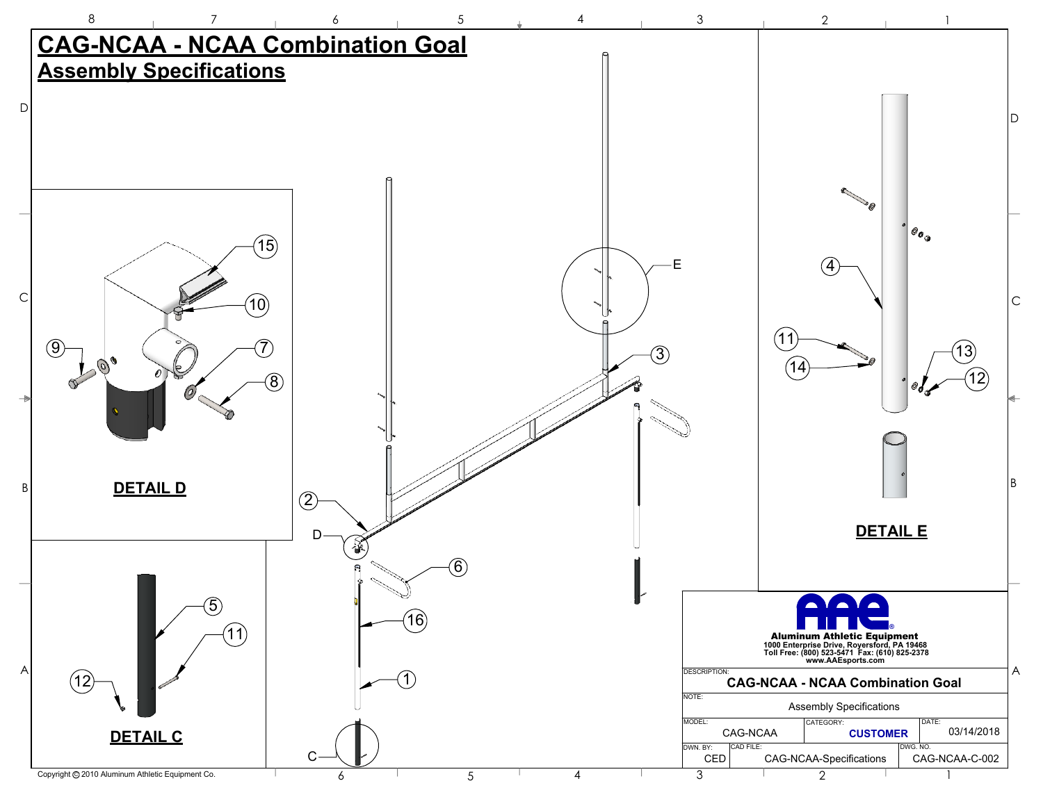# CAG-NCAA - NCAA Combination Goal

## Assembly Specifications

15

10

9

7

8

**DETAIL D**

5

11

12

**DETAIL C**

2

D

6

16

1

C

3

E

4

11

14

13

12

**DETAIL E**

**Aluminum Athletic Equipment**
1000 Enterprise Drive, Royersford, PA 19468
Toll Free: (800) 523-5471 Fax: (610) 825-2378
www.AAEsports.com

| DESCRIPTION: | | | |
|---|---|---|---|
| CAG-NCAA - NCAA Combination Goal | | | |
| NOTE: Assembly Specifications | | | |
| MODEL: CAG-NCAA | CATEGORY: CUSTOMER | | DATE: 03/14/2018 |
| DWN. BY: CED | CAD FILE: CAG-NCAA-Specifications | | DWG. NO. CAG-NCAA-C-002 |

Copyright © 2010 Aluminum Athletic Equipment Co.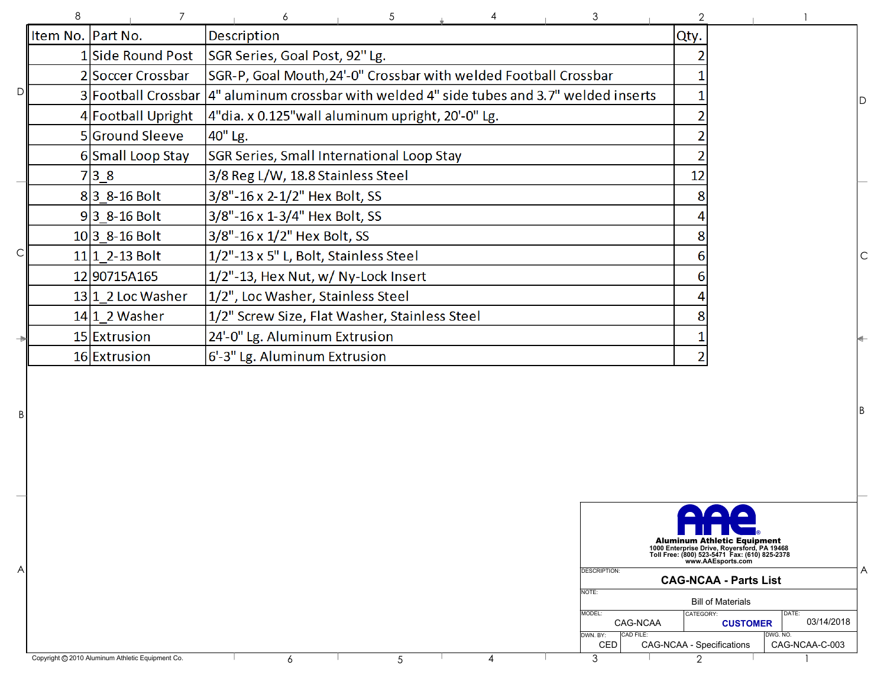| Item No. | Part No. | Description | Qty. |
|---|---|---|---|
| 1 | Side Round Post | SGR Series, Goal Post, 92" Lg. | 2 |
| 2 | Soccer Crossbar | SGR-P, Goal Mouth,24'-0" Crossbar with welded Football Crossbar | 1 |
| 3 | Football Crossbar | 4" aluminum crossbar with welded 4" side tubes and 3.7" welded inserts | 1 |
| 4 | Football Upright | 4"dia. x 0.125"wall aluminum upright, 20'-0" Lg. | 2 |
| 5 | Ground Sleeve | 40" Lg. | 2 |
| 6 | Small Loop Stay | SGR Series, Small International Loop Stay | 2 |
| 7 | 3_8 | 3/8 Reg L/W, 18.8 Stainless Steel | 12 |
| 8 | 3_8-16 Bolt | 3/8"-16 x 2-1/2" Hex Bolt, SS | 8 |
| 9 | 3_8-16 Bolt | 3/8"-16 x 1-3/4" Hex Bolt, SS | 4 |
| 10 | 3_8-16 Bolt | 3/8"-16 x 1/2" Hex Bolt, SS | 8 |
| 11 | 1_2-13 Bolt | 1/2"-13 x 5" L, Bolt, Stainless Steel | 6 |
| 12 | 90715A165 | 1/2"-13, Hex Nut, w/ Ny-Lock Insert | 6 |
| 13 | 1_2 Loc Washer | 1/2", Loc Washer, Stainless Steel | 4 |
| 14 | 1_2 Washer | 1/2" Screw Size, Flat Washer, Stainless Steel | 8 |
| 15 | Extrusion | 24'-0" Lg. Aluminum Extrusion | 1 |
| 16 | Extrusion | 6'-3" Lg. Aluminum Extrusion | 2 |

**AAE®**

**Aluminum Athletic Equipment**
1000 Enterprise Drive, Royersford, PA 19468
Toll Free: (800) 523-5471 Fax: (610) 825-2378
www.AAEsports.com

| | | | |
|---|---|---|---|
| DESCRIPTION: **CAG-NCAA - Parts List** | | | |
| NOTE: Bill of Materials | | | |
| MODEL: CAG-NCAA | CATEGORY: **CUSTOMER** | DATE: 03/14/2018 | |
| DWN. BY: CED | CAD FILE: CAG-NCAA - Specifications | DWG. NO. CAG-NCAA-C-003 | |

Copyright © 2010 Aluminum Athletic Equipment Co.